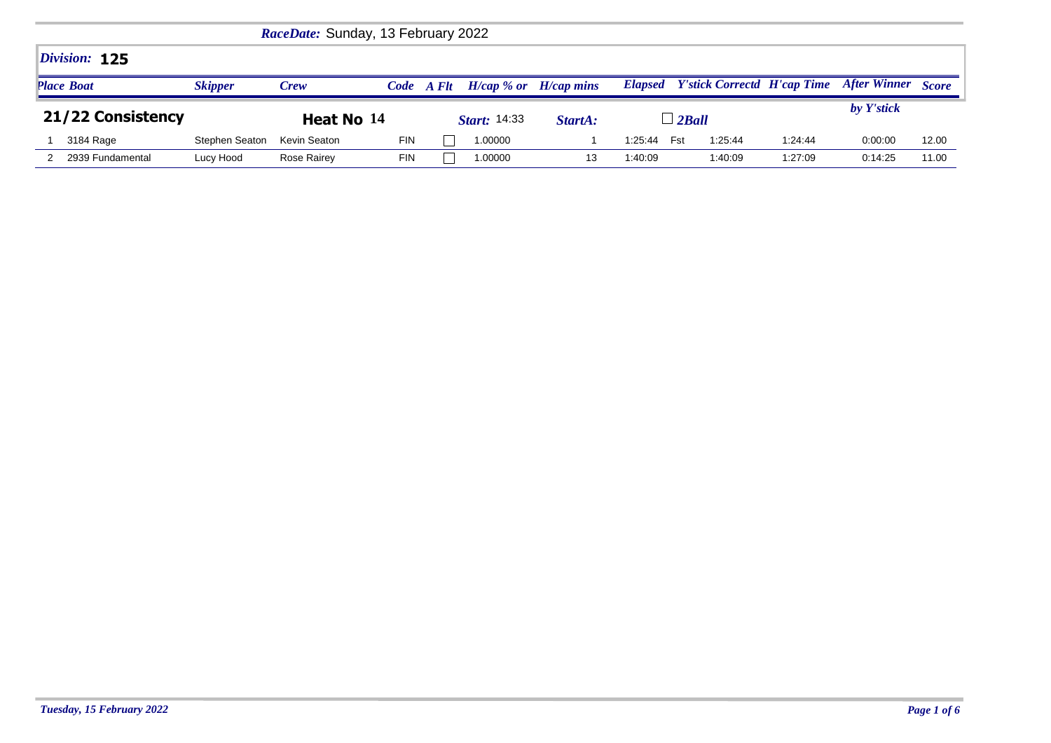*RaceDate:* Sunday, 13 February 2022

## *Division:* 125

**21/22 Consistency** | **Heat No 14** | *Start:* 14:33 | *StartA:* | ☐ *2Ball*

| *Place* | *Boat* | *Skipper* | *Crew* | *Code* | *A Flt* | *H/cap % or* | *H/cap mins* | *Elapsed* | | *Y'stick Correctd* | *H'cap Time* | *After Winner by Y'stick* | *Score* |
|---|---|---|---|---|---|---|---|---|---|---|---|---|---|
| 1 | 3184 Rage | Stephen Seaton | Kevin Seaton | FIN | ☐ | 1.00000 | 1 | 1:25:44 | Fst | 1:25:44 | 1:24:44 | 0:00:00 | 12.00 |
| 2 | 2939 Fundamental | Lucy Hood | Rose Rairey | FIN | ☐ | 1.00000 | 13 | 1:40:09 | | 1:40:09 | 1:27:09 | 0:14:25 | 11.00 |

*Tuesday, 15 February 2022*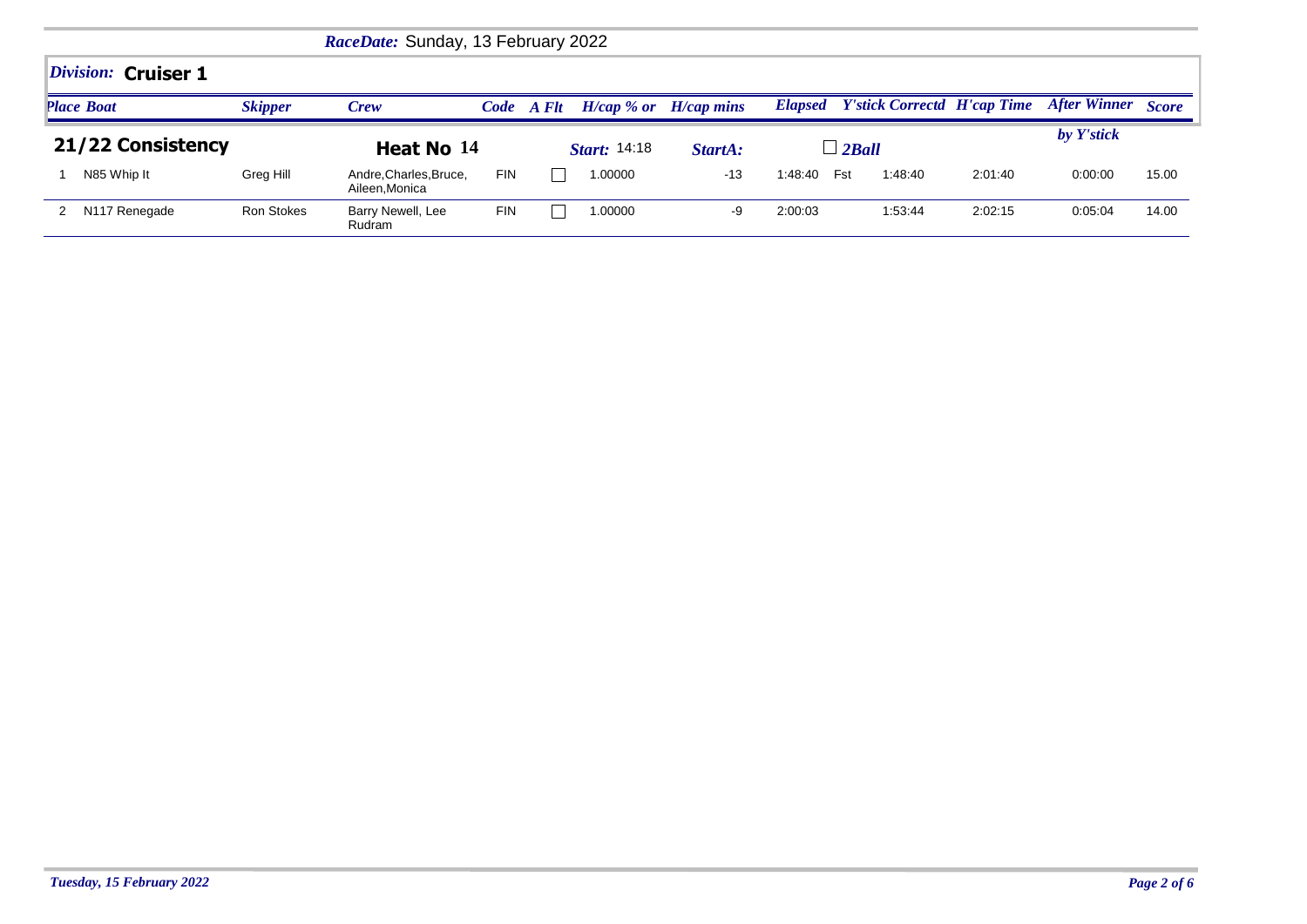*RaceDate:* Sunday, 13 February 2022

## *Division:* Cruiser 1

### 21/22 Consistency

**Heat No 14** | *Start:* 14:18 | *StartA:* | ☐ *2Ball*

| Place | Boat | Skipper | Crew | Code | A Flt | H/cap % or | H/cap mins | Elapsed | | Y'stick Correctd | H'cap Time | After Winner by Y'stick | Score |
|---|---|---|---|---|---|---|---|---|---|---|---|---|---|
| 1 | N85 Whip It | Greg Hill | Andre,Charles,Bruce, Aileen,Monica | FIN | ☐ | 1.00000 | -13 | 1:48:40 | Fst | 1:48:40 | 2:01:40 | 0:00:00 | 15.00 |
| 2 | N117 Renegade | Ron Stokes | Barry Newell, Lee Rudram | FIN | ☐ | 1.00000 | -9 | 2:00:03 | | 1:53:44 | 2:02:15 | 0:05:04 | 14.00 |

*Tuesday, 15 February 2022*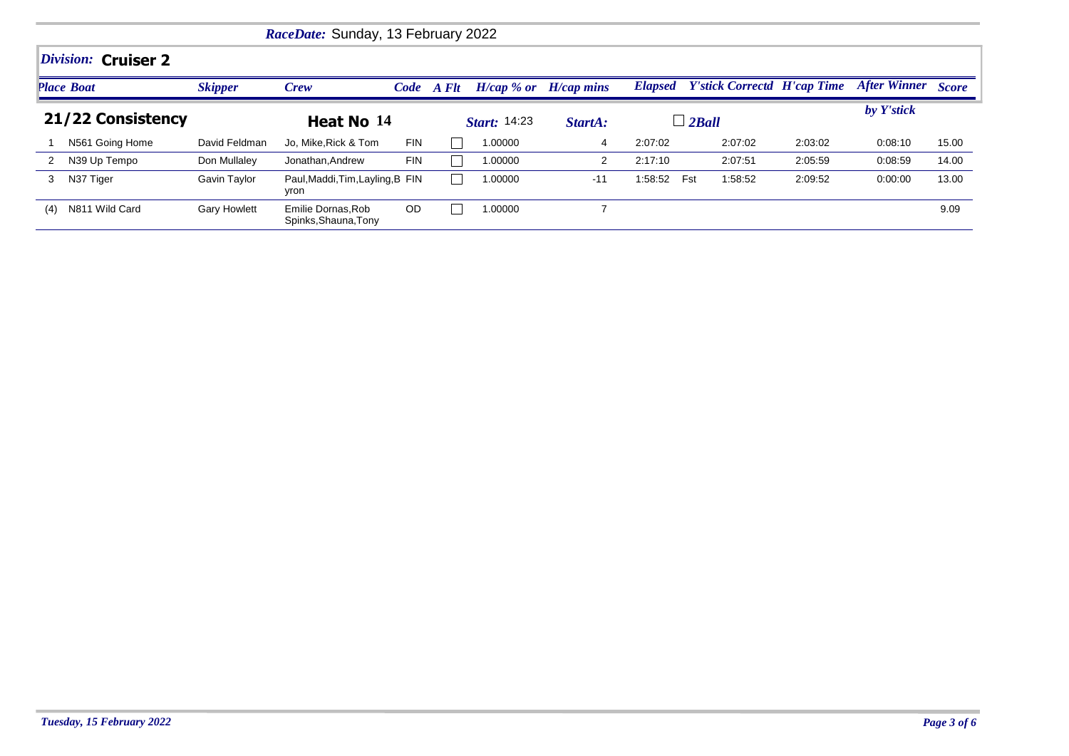*RaceDate:* Sunday, 13 February 2022

## *Division:* Cruiser 2

**21/22 Consistency** — **Heat No 14** — *Start:* 14:23 — *StartA:* — ☐ *2Ball*

| Place | Boat | Skipper | Crew | Code | A Flt | H/cap % or | H/cap mins | Elapsed | | Y'stick Correctd | H'cap Time | After Winner by Y'stick | Score |
|---|---|---|---|---|---|---|---|---|---|---|---|---|---|
| 1 | N561 Going Home | David Feldman | Jo, Mike,Rick & Tom | FIN | ☐ | 1.00000 | 4 | 2:07:02 | | 2:07:02 | 2:03:02 | 0:08:10 | 15.00 |
| 2 | N39 Up Tempo | Don Mullaley | Jonathan,Andrew | FIN | ☐ | 1.00000 | 2 | 2:17:10 | | 2:07:51 | 2:05:59 | 0:08:59 | 14.00 |
| 3 | N37 Tiger | Gavin Taylor | Paul,Maddi,Tim,Layling,Byron | FIN | ☐ | 1.00000 | -11 | 1:58:52 | Fst | 1:58:52 | 2:09:52 | 0:00:00 | 13.00 |
| (4) | N811 Wild Card | Gary Howlett | Emilie Dornas,Rob Spinks,Shauna,Tony | OD | ☐ | 1.00000 | 7 | | | | | | 9.09 |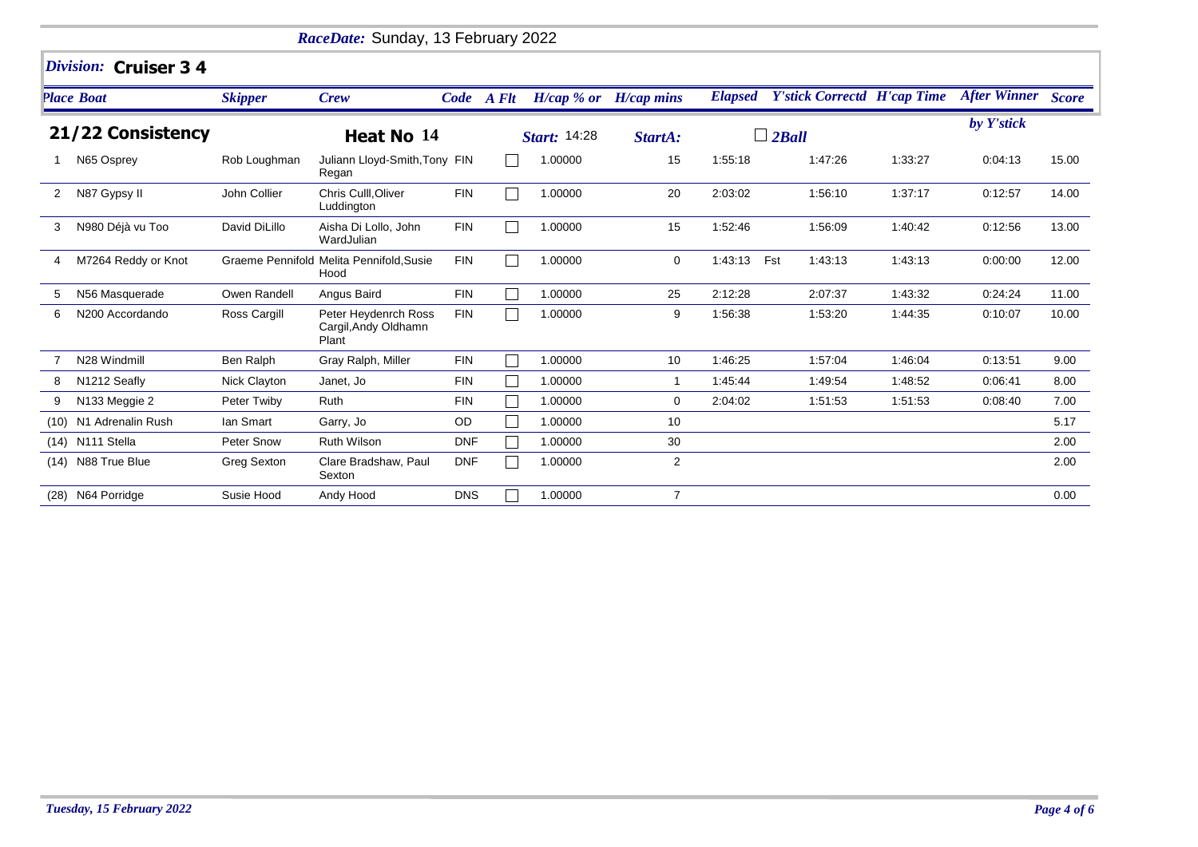*RaceDate:* Sunday, 13 February 2022

## *Division:* Cruiser 3 4

**21/22 Consistency** | **Heat No 14** | *Start:* 14:28 | *StartA:* | ☐ *2Ball*

| Place | Boat | Skipper | Crew | Code | A Flt | H/cap % or | H/cap mins | Elapsed | Y'stick Correctd | H'cap Time | After Winner by Y'stick | Score |
|---|---|---|---|---|---|---|---|---|---|---|---|---|
| 1 | N65 Osprey | Rob Loughman | Juliann Lloyd-Smith,Tony Regan | FIN | ☐ | 1.00000 | 15 | 1:55:18 | 1:47:26 | 1:33:27 | 0:04:13 | 15.00 |
| 2 | N87 Gypsy II | John Collier | Chris Culll,Oliver Luddington | FIN | ☐ | 1.00000 | 20 | 2:03:02 | 1:56:10 | 1:37:17 | 0:12:57 | 14.00 |
| 3 | N980 Déjà vu Too | David DiLillo | Aisha Di Lollo, John WardJulian | FIN | ☐ | 1.00000 | 15 | 1:52:46 | 1:56:09 | 1:40:42 | 0:12:56 | 13.00 |
| 4 | M7264 Reddy or Knot | Graeme Pennifold | Melita Pennifold,Susie Hood | FIN | ☐ | 1.00000 | 0 | 1:43:13 | Fst 1:43:13 | 1:43:13 | 0:00:00 | 12.00 |
| 5 | N56 Masquerade | Owen Randell | Angus Baird | FIN | ☐ | 1.00000 | 25 | 2:12:28 | 2:07:37 | 1:43:32 | 0:24:24 | 11.00 |
| 6 | N200 Accordando | Ross Cargill | Peter Heydenrch Ross Cargil,Andy Oldhamn Plant | FIN | ☐ | 1.00000 | 9 | 1:56:38 | 1:53:20 | 1:44:35 | 0:10:07 | 10.00 |
| 7 | N28 Windmill | Ben Ralph | Gray Ralph, Miller | FIN | ☐ | 1.00000 | 10 | 1:46:25 | 1:57:04 | 1:46:04 | 0:13:51 | 9.00 |
| 8 | N1212 Seafly | Nick Clayton | Janet, Jo | FIN | ☐ | 1.00000 | 1 | 1:45:44 | 1:49:54 | 1:48:52 | 0:06:41 | 8.00 |
| 9 | N133 Meggie 2 | Peter Twiby | Ruth | FIN | ☐ | 1.00000 | 0 | 2:04:02 | 1:51:53 | 1:51:53 | 0:08:40 | 7.00 |
| (10) | N1 Adrenalin Rush | Ian Smart | Garry, Jo | OD | ☐ | 1.00000 | 10 | | | | | 5.17 |
| (14) | N111 Stella | Peter Snow | Ruth Wilson | DNF | ☐ | 1.00000 | 30 | | | | | 2.00 |
| (14) | N88 True Blue | Greg Sexton | Clare Bradshaw, Paul Sexton | DNF | ☐ | 1.00000 | 2 | | | | | 2.00 |
| (28) | N64 Porridge | Susie Hood | Andy Hood | DNS | ☐ | 1.00000 | 7 | | | | | 0.00 |

*Tuesday, 15 February 2022*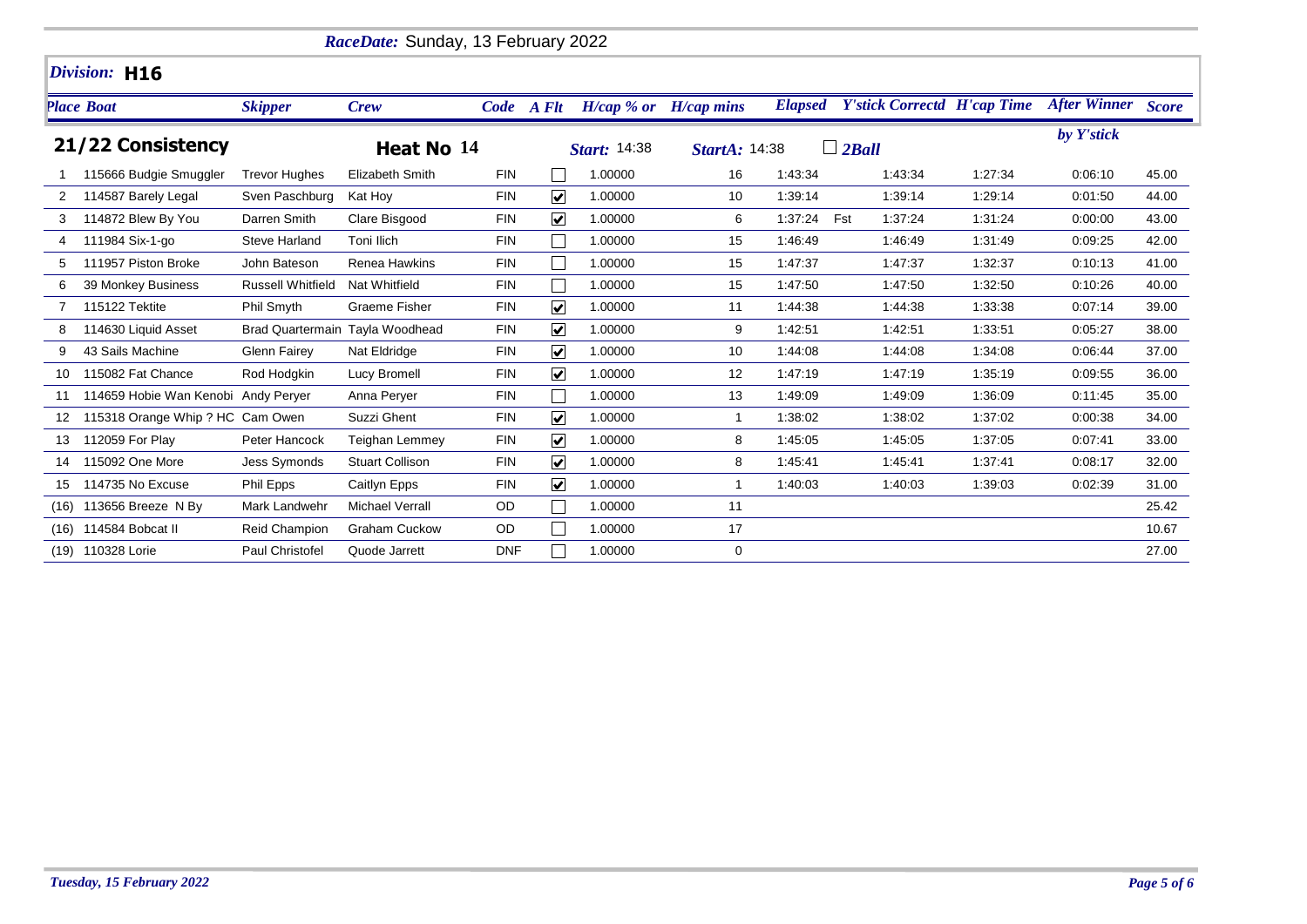*RaceDate:* Sunday, 13 February 2022

## *Division:* H16

**21/22 Consistency** — **Heat No 14** — *Start:* 14:38 — *StartA:* 14:38 — ☐ *2Ball*

| Place | Boat | Skipper | Crew | Code | A Flt | H/cap % or | H/cap mins | Elapsed | | Y'stick Correctd | H'cap Time | After Winner by Y'stick | Score |
|---|---|---|---|---|---|---|---|---|---|---|---|---|---|
| 1 | 115666 Budgie Smuggler | Trevor Hughes | Elizabeth Smith | FIN | ☐ | 1.00000 | 16 | 1:43:34 | | 1:43:34 | 1:27:34 | 0:06:10 | 45.00 |
| 2 | 114587 Barely Legal | Sven Paschburg | Kat Hoy | FIN | ☑ | 1.00000 | 10 | 1:39:14 | | 1:39:14 | 1:29:14 | 0:01:50 | 44.00 |
| 3 | 114872 Blew By You | Darren Smith | Clare Bisgood | FIN | ☑ | 1.00000 | 6 | 1:37:24 | Fst | 1:37:24 | 1:31:24 | 0:00:00 | 43.00 |
| 4 | 111984 Six-1-go | Steve Harland | Toni Ilich | FIN | ☐ | 1.00000 | 15 | 1:46:49 | | 1:46:49 | 1:31:49 | 0:09:25 | 42.00 |
| 5 | 111957 Piston Broke | John Bateson | Renea Hawkins | FIN | ☐ | 1.00000 | 15 | 1:47:37 | | 1:47:37 | 1:32:37 | 0:10:13 | 41.00 |
| 6 | 39 Monkey Business | Russell Whitfield | Nat Whitfield | FIN | ☐ | 1.00000 | 15 | 1:47:50 | | 1:47:50 | 1:32:50 | 0:10:26 | 40.00 |
| 7 | 115122 Tektite | Phil Smyth | Graeme Fisher | FIN | ☑ | 1.00000 | 11 | 1:44:38 | | 1:44:38 | 1:33:38 | 0:07:14 | 39.00 |
| 8 | 114630 Liquid Asset | Brad Quartermain | Tayla Woodhead | FIN | ☑ | 1.00000 | 9 | 1:42:51 | | 1:42:51 | 1:33:51 | 0:05:27 | 38.00 |
| 9 | 43 Sails Machine | Glenn Fairey | Nat Eldridge | FIN | ☑ | 1.00000 | 10 | 1:44:08 | | 1:44:08 | 1:34:08 | 0:06:44 | 37.00 |
| 10 | 115082 Fat Chance | Rod Hodgkin | Lucy Bromell | FIN | ☑ | 1.00000 | 12 | 1:47:19 | | 1:47:19 | 1:35:19 | 0:09:55 | 36.00 |
| 11 | 114659 Hobie Wan Kenobi | Andy Peryer | Anna Peryer | FIN | ☐ | 1.00000 | 13 | 1:49:09 | | 1:49:09 | 1:36:09 | 0:11:45 | 35.00 |
| 12 | 115318 Orange Whip ? HC | Cam Owen | Suzzi Ghent | FIN | ☑ | 1.00000 | 1 | 1:38:02 | | 1:38:02 | 1:37:02 | 0:00:38 | 34.00 |
| 13 | 112059 For Play | Peter Hancock | Teighan Lemmey | FIN | ☑ | 1.00000 | 8 | 1:45:05 | | 1:45:05 | 1:37:05 | 0:07:41 | 33.00 |
| 14 | 115092 One More | Jess Symonds | Stuart Collison | FIN | ☑ | 1.00000 | 8 | 1:45:41 | | 1:45:41 | 1:37:41 | 0:08:17 | 32.00 |
| 15 | 114735 No Excuse | Phil Epps | Caitlyn Epps | FIN | ☑ | 1.00000 | 1 | 1:40:03 | | 1:40:03 | 1:39:03 | 0:02:39 | 31.00 |
| (16) | 113656 Breeze N By | Mark Landwehr | Michael Verrall | OD | ☐ | 1.00000 | 11 | | | | | | 25.42 |
| (16) | 114584 Bobcat II | Reid Champion | Graham Cuckow | OD | ☐ | 1.00000 | 17 | | | | | | 10.67 |
| (19) | 110328 Lorie | Paul Christofel | Quode Jarrett | DNF | ☐ | 1.00000 | 0 | | | | | | 27.00 |

*Tuesday, 15 February 2022*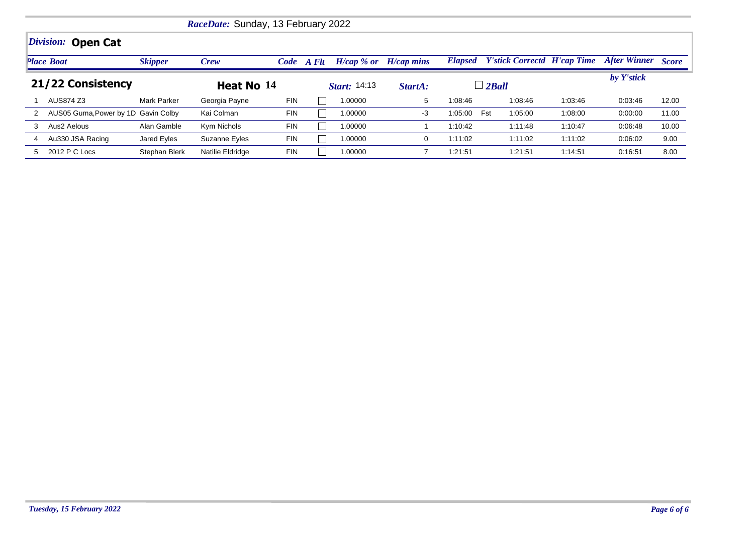**RaceDate:** Sunday, 13 February 2022

## Division: Open Cat

**21/22 Consistency** — **Heat No 14** — **Start:** 14:13 — **StartA:** — ☐ 2Ball

| Place | Boat | Skipper | Crew | Code | A Flt | H/cap % or | H/cap mins | Elapsed | | Y'stick Correctd | H'cap Time | After Winner by Y'stick | Score |
|---|---|---|---|---|---|---|---|---|---|---|---|---|---|
| 1 | AUS874 Z3 | Mark Parker | Georgia Payne | FIN | ☐ | 1.00000 | 5 | 1:08:46 | | 1:08:46 | 1:03:46 | 0:03:46 | 12.00 |
| 2 | AUS05 Guma,Power by 1D | Gavin Colby | Kai Colman | FIN | ☐ | 1.00000 | -3 | 1:05:00 | Fst | 1:05:00 | 1:08:00 | 0:00:00 | 11.00 |
| 3 | Aus2 Aelous | Alan Gamble | Kym Nichols | FIN | ☐ | 1.00000 | 1 | 1:10:42 | | 1:11:48 | 1:10:47 | 0:06:48 | 10.00 |
| 4 | Au330 JSA Racing | Jared Eyles | Suzanne Eyles | FIN | ☐ | 1.00000 | 0 | 1:11:02 | | 1:11:02 | 1:11:02 | 0:06:02 | 9.00 |
| 5 | 2012 P C Locs | Stephan Blerk | Natilie Eldridge | FIN | ☐ | 1.00000 | 7 | 1:21:51 | | 1:21:51 | 1:14:51 | 0:16:51 | 8.00 |

*Tuesday, 15 February 2022*